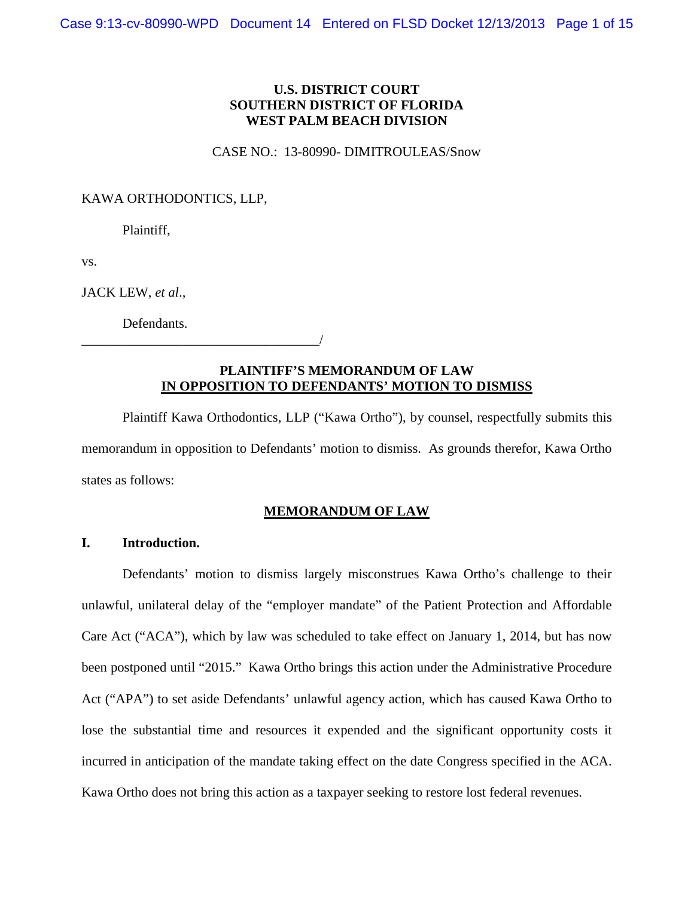**U.S. DISTRICT COURT**
**SOUTHERN DISTRICT OF FLORIDA**
**WEST PALM BEACH DIVISION**

CASE NO.: 13-80990- DIMITROULEAS/Snow

KAWA ORTHODONTICS, LLP,

Plaintiff,

vs.

JACK LEW, *et al*.,

Defendants.
\_\_\_\_\_\_\_\_\_\_\_\_\_\_\_\_\_\_\_\_\_\_\_\_\_\_\_\_\_\_\_\_\_\_\_\_/

**PLAINTIFF'S MEMORANDUM OF LAW**
**IN OPPOSITION TO DEFENDANTS' MOTION TO DISMISS**

Plaintiff Kawa Orthodontics, LLP ("Kawa Ortho"), by counsel, respectfully submits this memorandum in opposition to Defendants' motion to dismiss. As grounds therefor, Kawa Ortho states as follows:

**MEMORANDUM OF LAW**

## I. Introduction.

Defendants' motion to dismiss largely misconstrues Kawa Ortho's challenge to their unlawful, unilateral delay of the "employer mandate" of the Patient Protection and Affordable Care Act ("ACA"), which by law was scheduled to take effect on January 1, 2014, but has now been postponed until "2015." Kawa Ortho brings this action under the Administrative Procedure Act ("APA") to set aside Defendants' unlawful agency action, which has caused Kawa Ortho to lose the substantial time and resources it expended and the significant opportunity costs it incurred in anticipation of the mandate taking effect on the date Congress specified in the ACA. Kawa Ortho does not bring this action as a taxpayer seeking to restore lost federal revenues.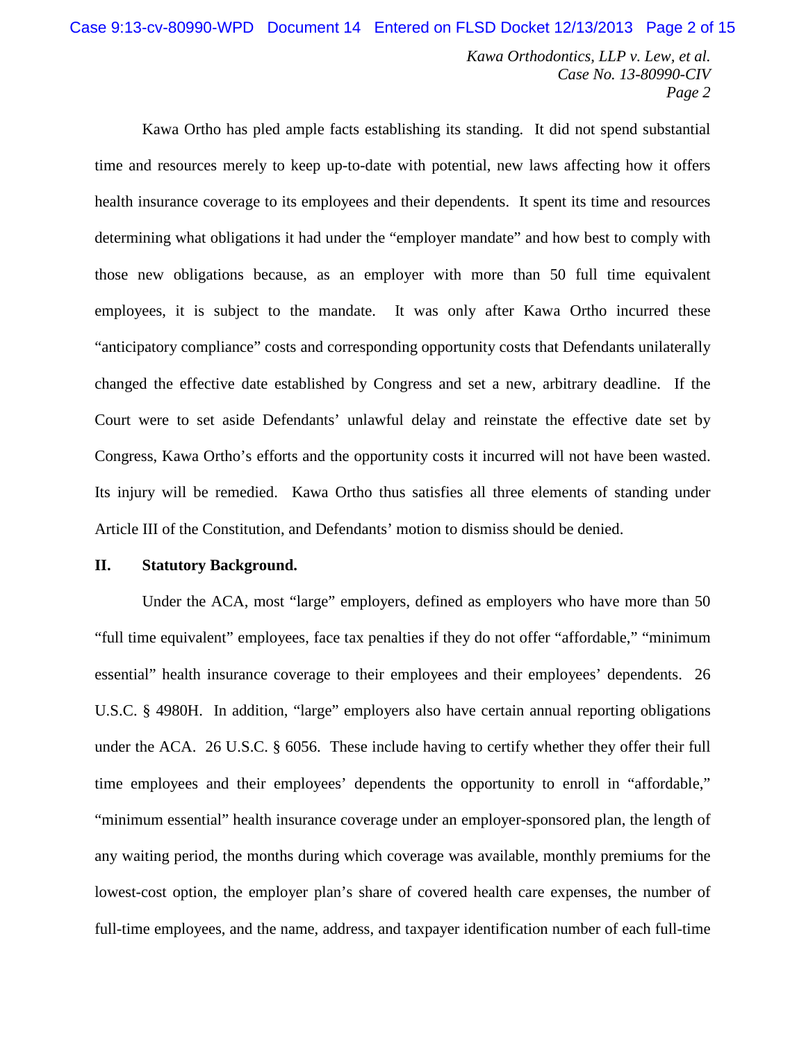Kawa Ortho has pled ample facts establishing its standing. It did not spend substantial time and resources merely to keep up-to-date with potential, new laws affecting how it offers health insurance coverage to its employees and their dependents. It spent its time and resources determining what obligations it had under the "employer mandate" and how best to comply with those new obligations because, as an employer with more than 50 full time equivalent employees, it is subject to the mandate. It was only after Kawa Ortho incurred these "anticipatory compliance" costs and corresponding opportunity costs that Defendants unilaterally changed the effective date established by Congress and set a new, arbitrary deadline. If the Court were to set aside Defendants' unlawful delay and reinstate the effective date set by Congress, Kawa Ortho's efforts and the opportunity costs it incurred will not have been wasted. Its injury will be remedied. Kawa Ortho thus satisfies all three elements of standing under Article III of the Constitution, and Defendants' motion to dismiss should be denied.

## II. Statutory Background.

Under the ACA, most "large" employers, defined as employers who have more than 50 "full time equivalent" employees, face tax penalties if they do not offer "affordable," "minimum essential" health insurance coverage to their employees and their employees' dependents. 26 U.S.C. § 4980H. In addition, "large" employers also have certain annual reporting obligations under the ACA. 26 U.S.C. § 6056. These include having to certify whether they offer their full time employees and their employees' dependents the opportunity to enroll in "affordable," "minimum essential" health insurance coverage under an employer-sponsored plan, the length of any waiting period, the months during which coverage was available, monthly premiums for the lowest-cost option, the employer plan's share of covered health care expenses, the number of full-time employees, and the name, address, and taxpayer identification number of each full-time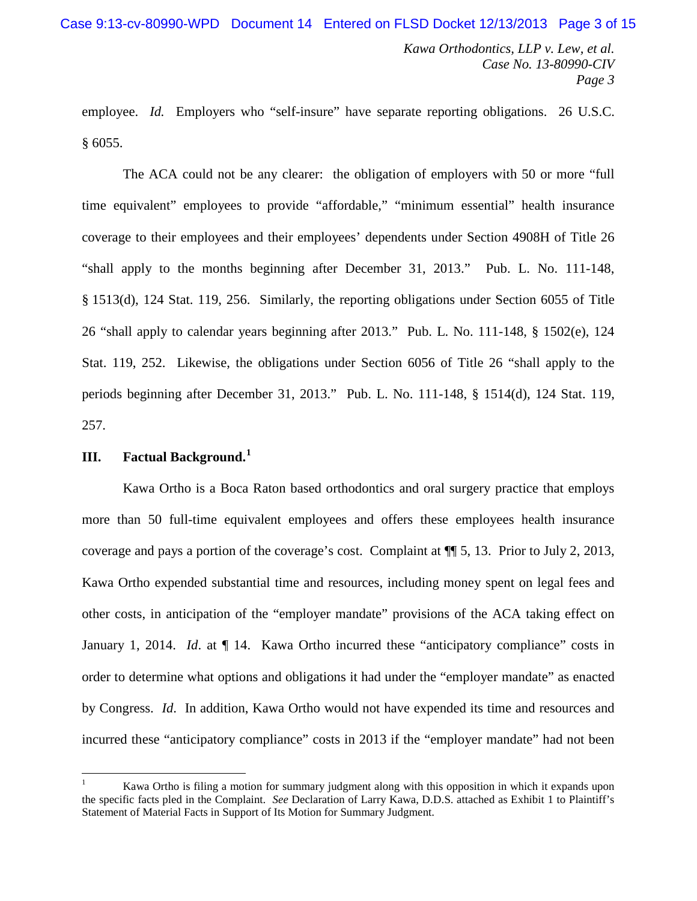employee. *Id.* Employers who "self-insure" have separate reporting obligations. 26 U.S.C. § 6055.

The ACA could not be any clearer: the obligation of employers with 50 or more "full time equivalent" employees to provide "affordable," "minimum essential" health insurance coverage to their employees and their employees' dependents under Section 4908H of Title 26 "shall apply to the months beginning after December 31, 2013." Pub. L. No. 111-148, § 1513(d), 124 Stat. 119, 256. Similarly, the reporting obligations under Section 6055 of Title 26 "shall apply to calendar years beginning after 2013." Pub. L. No. 111-148, § 1502(e), 124 Stat. 119, 252. Likewise, the obligations under Section 6056 of Title 26 "shall apply to the periods beginning after December 31, 2013." Pub. L. No. 111-148, § 1514(d), 124 Stat. 119, 257.

## III. Factual Background.[1]

Kawa Ortho is a Boca Raton based orthodontics and oral surgery practice that employs more than 50 full-time equivalent employees and offers these employees health insurance coverage and pays a portion of the coverage's cost. Complaint at ¶¶ 5, 13. Prior to July 2, 2013, Kawa Ortho expended substantial time and resources, including money spent on legal fees and other costs, in anticipation of the "employer mandate" provisions of the ACA taking effect on January 1, 2014. *Id*. at ¶ 14. Kawa Ortho incurred these "anticipatory compliance" costs in order to determine what options and obligations it had under the "employer mandate" as enacted by Congress. *Id*. In addition, Kawa Ortho would not have expended its time and resources and incurred these "anticipatory compliance" costs in 2013 if the "employer mandate" had not been

[1] Kawa Ortho is filing a motion for summary judgment along with this opposition in which it expands upon the specific facts pled in the Complaint. *See* Declaration of Larry Kawa, D.D.S. attached as Exhibit 1 to Plaintiff's Statement of Material Facts in Support of Its Motion for Summary Judgment.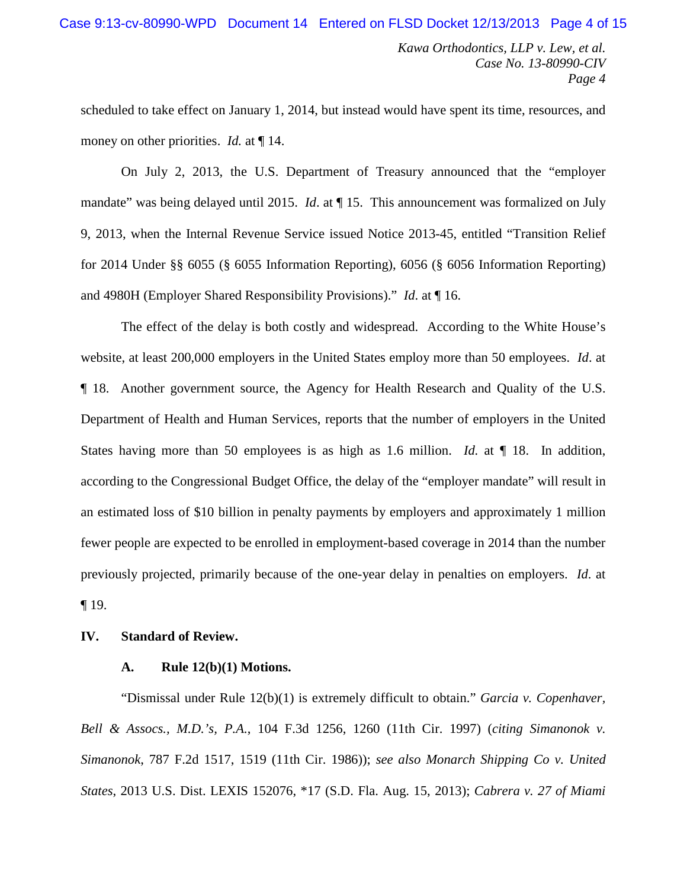scheduled to take effect on January 1, 2014, but instead would have spent its time, resources, and money on other priorities. *Id.* at ¶ 14.

On July 2, 2013, the U.S. Department of Treasury announced that the "employer mandate" was being delayed until 2015. *Id*. at ¶ 15. This announcement was formalized on July 9, 2013, when the Internal Revenue Service issued Notice 2013-45, entitled "Transition Relief for 2014 Under §§ 6055 (§ 6055 Information Reporting), 6056 (§ 6056 Information Reporting) and 4980H (Employer Shared Responsibility Provisions)." *Id*. at ¶ 16.

The effect of the delay is both costly and widespread. According to the White House's website, at least 200,000 employers in the United States employ more than 50 employees. *Id*. at ¶ 18. Another government source, the Agency for Health Research and Quality of the U.S. Department of Health and Human Services, reports that the number of employers in the United States having more than 50 employees is as high as 1.6 million. *Id.* at ¶ 18. In addition, according to the Congressional Budget Office, the delay of the "employer mandate" will result in an estimated loss of $10 billion in penalty payments by employers and approximately 1 million fewer people are expected to be enrolled in employment-based coverage in 2014 than the number previously projected, primarily because of the one-year delay in penalties on employers. *Id*. at ¶ 19.

## IV. Standard of Review.

### A. Rule 12(b)(1) Motions.

"Dismissal under Rule 12(b)(1) is extremely difficult to obtain." *Garcia v. Copenhaver, Bell & Assocs., M.D.'s, P.A.*, 104 F.3d 1256, 1260 (11th Cir. 1997) (*citing Simanonok v. Simanonok*, 787 F.2d 1517, 1519 (11th Cir. 1986)); *see also Monarch Shipping Co v. United States*, 2013 U.S. Dist. LEXIS 152076, *17 (S.D. Fla. Aug. 15, 2013); *Cabrera v. 27 of Miami*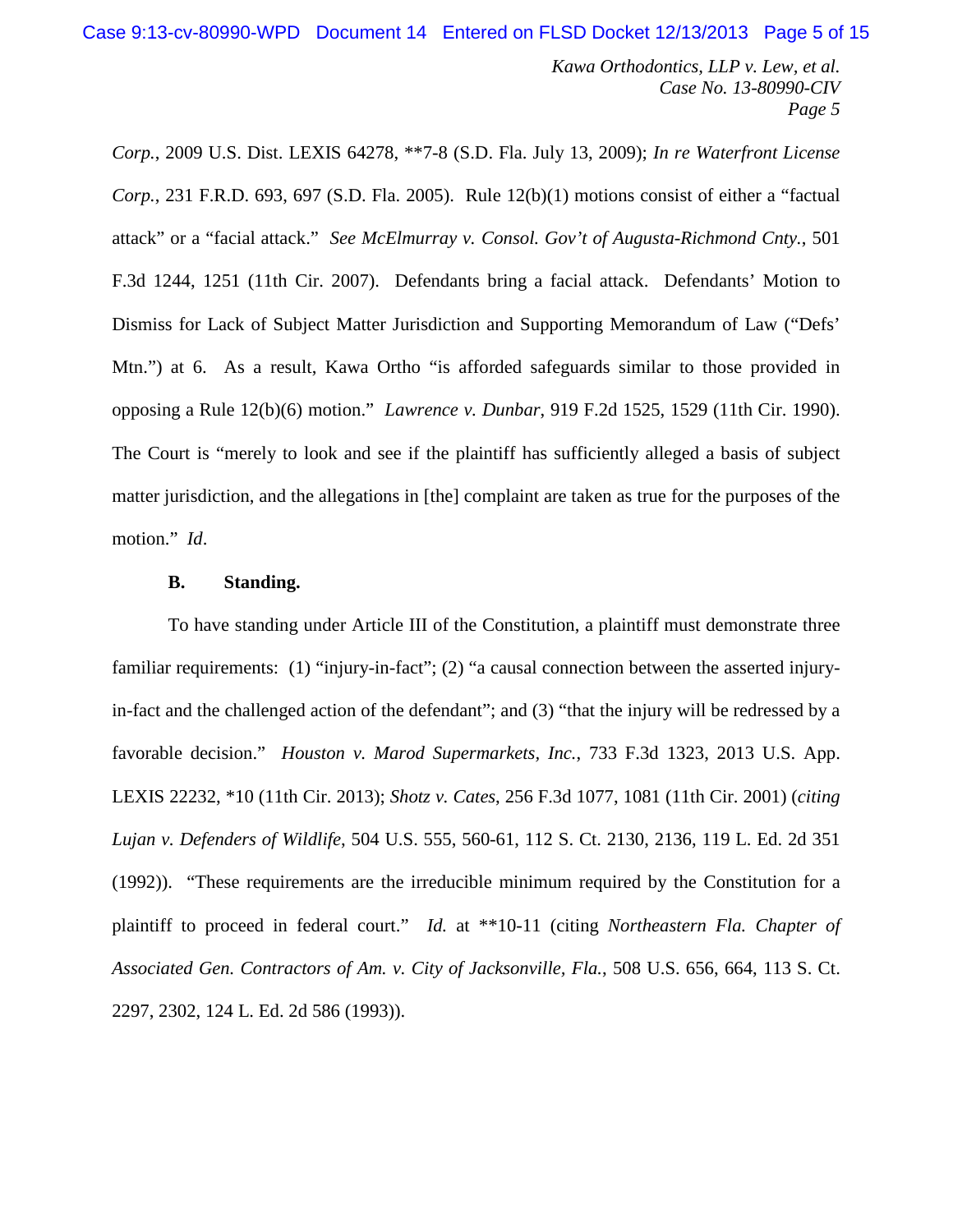*Corp.*, 2009 U.S. Dist. LEXIS 64278, **7-8 (S.D. Fla. July 13, 2009); *In re Waterfront License Corp.*, 231 F.R.D. 693, 697 (S.D. Fla. 2005). Rule 12(b)(1) motions consist of either a "factual attack" or a "facial attack." *See McElmurray v. Consol. Gov't of Augusta-Richmond Cnty.*, 501 F.3d 1244, 1251 (11th Cir. 2007). Defendants bring a facial attack. Defendants' Motion to Dismiss for Lack of Subject Matter Jurisdiction and Supporting Memorandum of Law ("Defs' Mtn.") at 6. As a result, Kawa Ortho "is afforded safeguards similar to those provided in opposing a Rule 12(b)(6) motion." *Lawrence v. Dunbar*, 919 F.2d 1525, 1529 (11th Cir. 1990). The Court is "merely to look and see if the plaintiff has sufficiently alleged a basis of subject matter jurisdiction, and the allegations in [the] complaint are taken as true for the purposes of the motion." *Id*.

**B. Standing.**

To have standing under Article III of the Constitution, a plaintiff must demonstrate three familiar requirements: (1) "injury-in-fact"; (2) "a causal connection between the asserted injury-in-fact and the challenged action of the defendant"; and (3) "that the injury will be redressed by a favorable decision." *Houston v. Marod Supermarkets, Inc.*, 733 F.3d 1323, 2013 U.S. App. LEXIS 22232, *10 (11th Cir. 2013); *Shotz v. Cates*, 256 F.3d 1077, 1081 (11th Cir. 2001) (*citing Lujan v. Defenders of Wildlife*, 504 U.S. 555, 560-61, 112 S. Ct. 2130, 2136, 119 L. Ed. 2d 351 (1992)). "These requirements are the irreducible minimum required by the Constitution for a plaintiff to proceed in federal court." *Id.* at **10-11 (citing *Northeastern Fla. Chapter of Associated Gen. Contractors of Am. v. City of Jacksonville, Fla.*, 508 U.S. 656, 664, 113 S. Ct. 2297, 2302, 124 L. Ed. 2d 586 (1993)).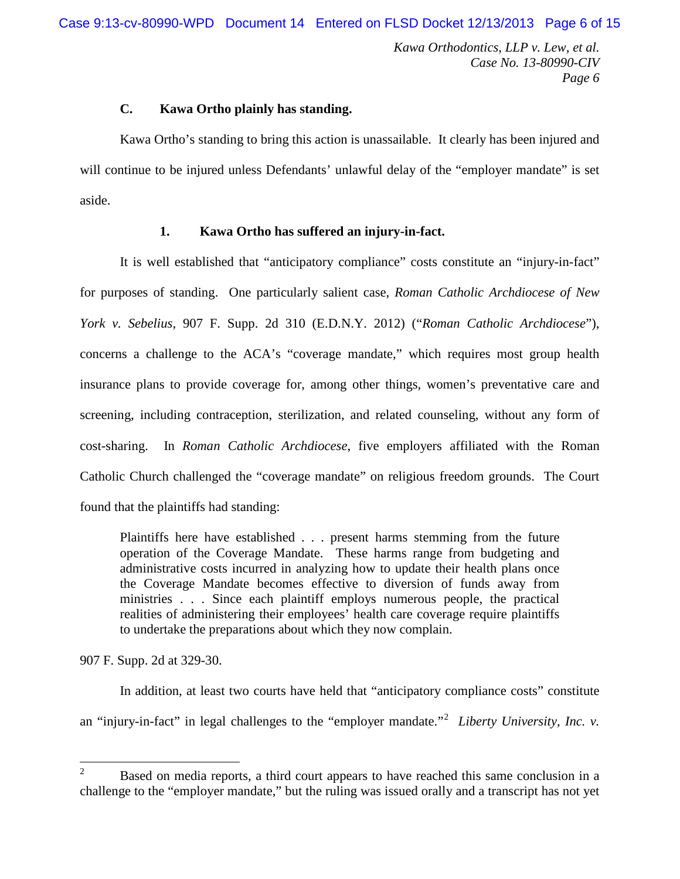### C. Kawa Ortho plainly has standing.

Kawa Ortho's standing to bring this action is unassailable. It clearly has been injured and will continue to be injured unless Defendants' unlawful delay of the "employer mandate" is set aside.

#### 1. Kawa Ortho has suffered an injury-in-fact.

It is well established that "anticipatory compliance" costs constitute an "injury-in-fact" for purposes of standing. One particularly salient case, *Roman Catholic Archdiocese of New York v. Sebelius*, 907 F. Supp. 2d 310 (E.D.N.Y. 2012) ("*Roman Catholic Archdiocese*"), concerns a challenge to the ACA's "coverage mandate," which requires most group health insurance plans to provide coverage for, among other things, women's preventative care and screening, including contraception, sterilization, and related counseling, without any form of cost-sharing. In *Roman Catholic Archdiocese*, five employers affiliated with the Roman Catholic Church challenged the "coverage mandate" on religious freedom grounds. The Court found that the plaintiffs had standing:

> Plaintiffs here have established . . . present harms stemming from the future operation of the Coverage Mandate. These harms range from budgeting and administrative costs incurred in analyzing how to update their health plans once the Coverage Mandate becomes effective to diversion of funds away from ministries . . . Since each plaintiff employs numerous people, the practical realities of administering their employees' health care coverage require plaintiffs to undertake the preparations about which they now complain.

907 F. Supp. 2d at 329-30.

In addition, at least two courts have held that "anticipatory compliance costs" constitute an "injury-in-fact" in legal challenges to the "employer mandate."[2] *Liberty University, Inc. v.*

---

[2] Based on media reports, a third court appears to have reached this same conclusion in a challenge to the "employer mandate," but the ruling was issued orally and a transcript has not yet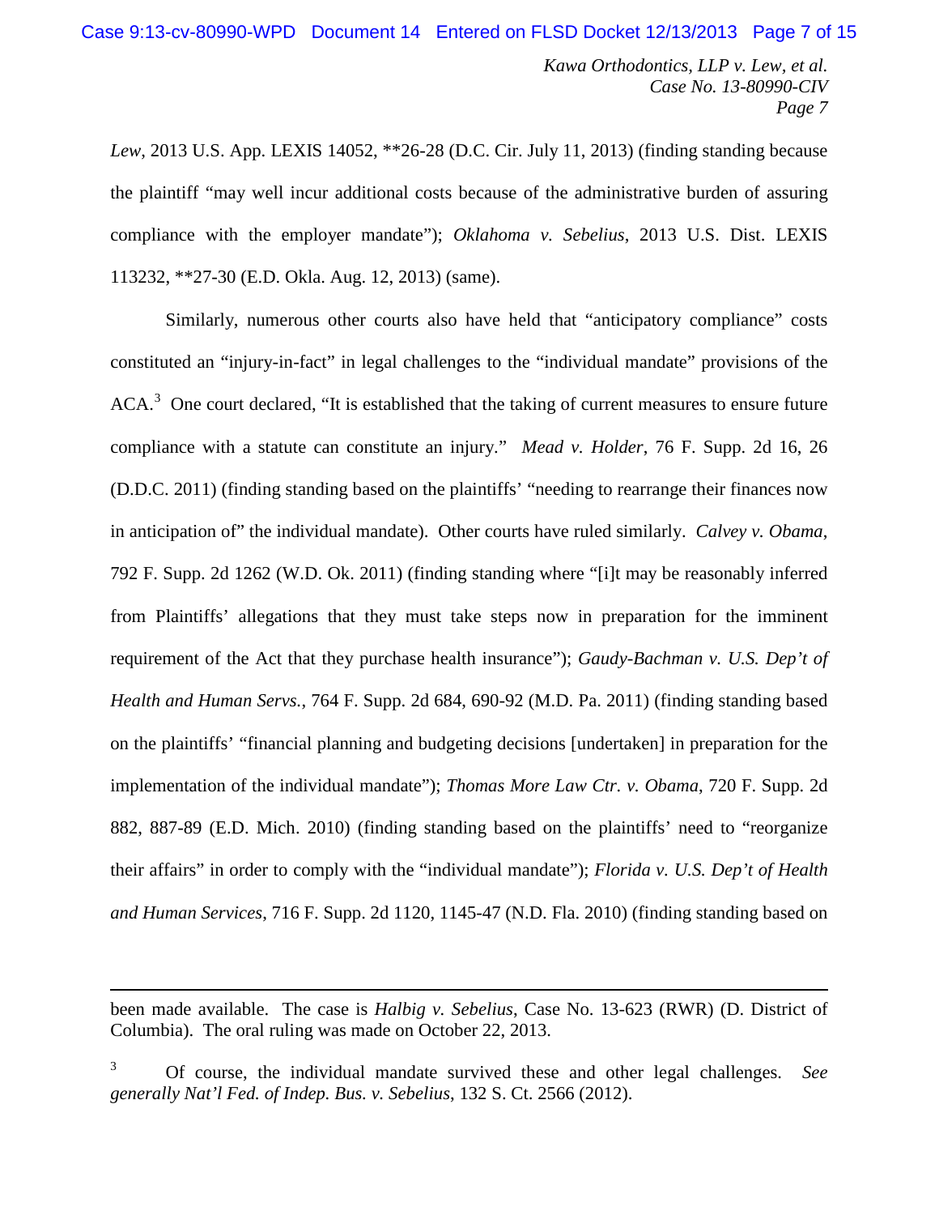*Lew*, 2013 U.S. App. LEXIS 14052, **26-28 (D.C. Cir. July 11, 2013) (finding standing because the plaintiff "may well incur additional costs because of the administrative burden of assuring compliance with the employer mandate"); *Oklahoma v. Sebelius*, 2013 U.S. Dist. LEXIS 113232, **27-30 (E.D. Okla. Aug. 12, 2013) (same).

Similarly, numerous other courts also have held that "anticipatory compliance" costs constituted an "injury-in-fact" in legal challenges to the "individual mandate" provisions of the ACA.[3] One court declared, "It is established that the taking of current measures to ensure future compliance with a statute can constitute an injury." *Mead v. Holder*, 76 F. Supp. 2d 16, 26 (D.D.C. 2011) (finding standing based on the plaintiffs' "needing to rearrange their finances now in anticipation of" the individual mandate). Other courts have ruled similarly. *Calvey v. Obama*, 792 F. Supp. 2d 1262 (W.D. Ok. 2011) (finding standing where "[i]t may be reasonably inferred from Plaintiffs' allegations that they must take steps now in preparation for the imminent requirement of the Act that they purchase health insurance"); *Gaudy-Bachman v. U.S. Dep't of Health and Human Servs.*, 764 F. Supp. 2d 684, 690-92 (M.D. Pa. 2011) (finding standing based on the plaintiffs' "financial planning and budgeting decisions [undertaken] in preparation for the implementation of the individual mandate"); *Thomas More Law Ctr. v. Obama*, 720 F. Supp. 2d 882, 887-89 (E.D. Mich. 2010) (finding standing based on the plaintiffs' need to "reorganize their affairs" in order to comply with the "individual mandate"); *Florida v. U.S. Dep't of Health and Human Services*, 716 F. Supp. 2d 1120, 1145-47 (N.D. Fla. 2010) (finding standing based on

---

been made available. The case is *Halbig v. Sebelius*, Case No. 13-623 (RWR) (D. District of Columbia). The oral ruling was made on October 22, 2013.

[3] Of course, the individual mandate survived these and other legal challenges. *See generally Nat'l Fed. of Indep. Bus. v. Sebelius*, 132 S. Ct. 2566 (2012).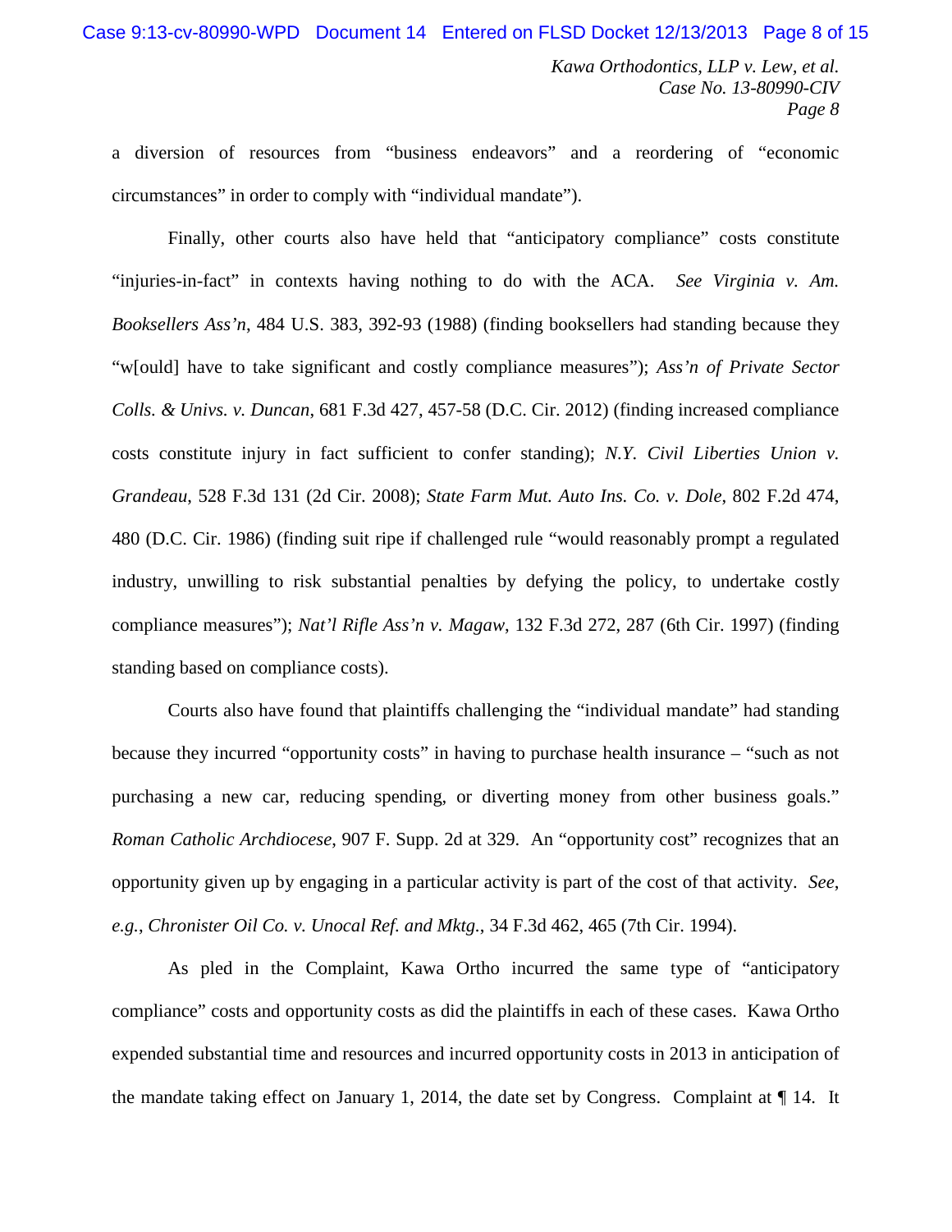a diversion of resources from "business endeavors" and a reordering of "economic circumstances" in order to comply with "individual mandate").

Finally, other courts also have held that "anticipatory compliance" costs constitute "injuries-in-fact" in contexts having nothing to do with the ACA. *See Virginia v. Am. Booksellers Ass'n*, 484 U.S. 383, 392-93 (1988) (finding booksellers had standing because they "w[ould] have to take significant and costly compliance measures"); *Ass'n of Private Sector Colls. & Univs. v. Duncan*, 681 F.3d 427, 457-58 (D.C. Cir. 2012) (finding increased compliance costs constitute injury in fact sufficient to confer standing); *N.Y. Civil Liberties Union v. Grandeau*, 528 F.3d 131 (2d Cir. 2008); *State Farm Mut. Auto Ins. Co. v. Dole*, 802 F.2d 474, 480 (D.C. Cir. 1986) (finding suit ripe if challenged rule "would reasonably prompt a regulated industry, unwilling to risk substantial penalties by defying the policy, to undertake costly compliance measures"); *Nat'l Rifle Ass'n v. Magaw*, 132 F.3d 272, 287 (6th Cir. 1997) (finding standing based on compliance costs).

Courts also have found that plaintiffs challenging the "individual mandate" had standing because they incurred "opportunity costs" in having to purchase health insurance – "such as not purchasing a new car, reducing spending, or diverting money from other business goals." *Roman Catholic Archdiocese*, 907 F. Supp. 2d at 329. An "opportunity cost" recognizes that an opportunity given up by engaging in a particular activity is part of the cost of that activity. *See, e.g.*, *Chronister Oil Co. v. Unocal Ref. and Mktg.*, 34 F.3d 462, 465 (7th Cir. 1994).

As pled in the Complaint, Kawa Ortho incurred the same type of "anticipatory compliance" costs and opportunity costs as did the plaintiffs in each of these cases. Kawa Ortho expended substantial time and resources and incurred opportunity costs in 2013 in anticipation of the mandate taking effect on January 1, 2014, the date set by Congress. Complaint at ¶ 14. It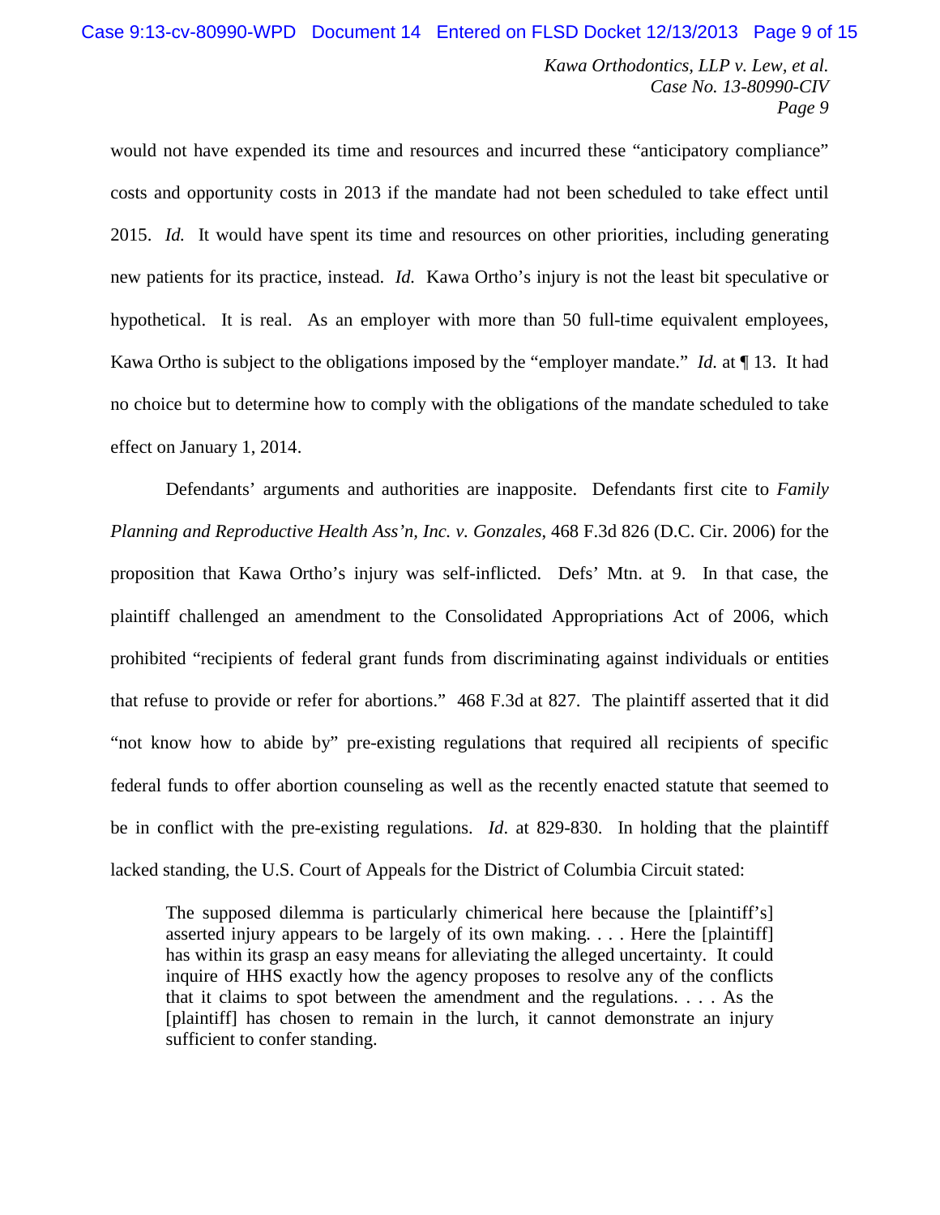would not have expended its time and resources and incurred these "anticipatory compliance" costs and opportunity costs in 2013 if the mandate had not been scheduled to take effect until 2015. *Id.* It would have spent its time and resources on other priorities, including generating new patients for its practice, instead. *Id.* Kawa Ortho's injury is not the least bit speculative or hypothetical. It is real. As an employer with more than 50 full-time equivalent employees, Kawa Ortho is subject to the obligations imposed by the "employer mandate." *Id.* at ¶ 13. It had no choice but to determine how to comply with the obligations of the mandate scheduled to take effect on January 1, 2014.

Defendants' arguments and authorities are inapposite. Defendants first cite to *Family Planning and Reproductive Health Ass'n, Inc. v. Gonzales*, 468 F.3d 826 (D.C. Cir. 2006) for the proposition that Kawa Ortho's injury was self-inflicted. Defs' Mtn. at 9. In that case, the plaintiff challenged an amendment to the Consolidated Appropriations Act of 2006, which prohibited "recipients of federal grant funds from discriminating against individuals or entities that refuse to provide or refer for abortions." 468 F.3d at 827. The plaintiff asserted that it did "not know how to abide by" pre-existing regulations that required all recipients of specific federal funds to offer abortion counseling as well as the recently enacted statute that seemed to be in conflict with the pre-existing regulations. *Id*. at 829-830. In holding that the plaintiff lacked standing, the U.S. Court of Appeals for the District of Columbia Circuit stated:

> The supposed dilemma is particularly chimerical here because the [plaintiff's] asserted injury appears to be largely of its own making. . . . Here the [plaintiff] has within its grasp an easy means for alleviating the alleged uncertainty. It could inquire of HHS exactly how the agency proposes to resolve any of the conflicts that it claims to spot between the amendment and the regulations. . . . As the [plaintiff] has chosen to remain in the lurch, it cannot demonstrate an injury sufficient to confer standing.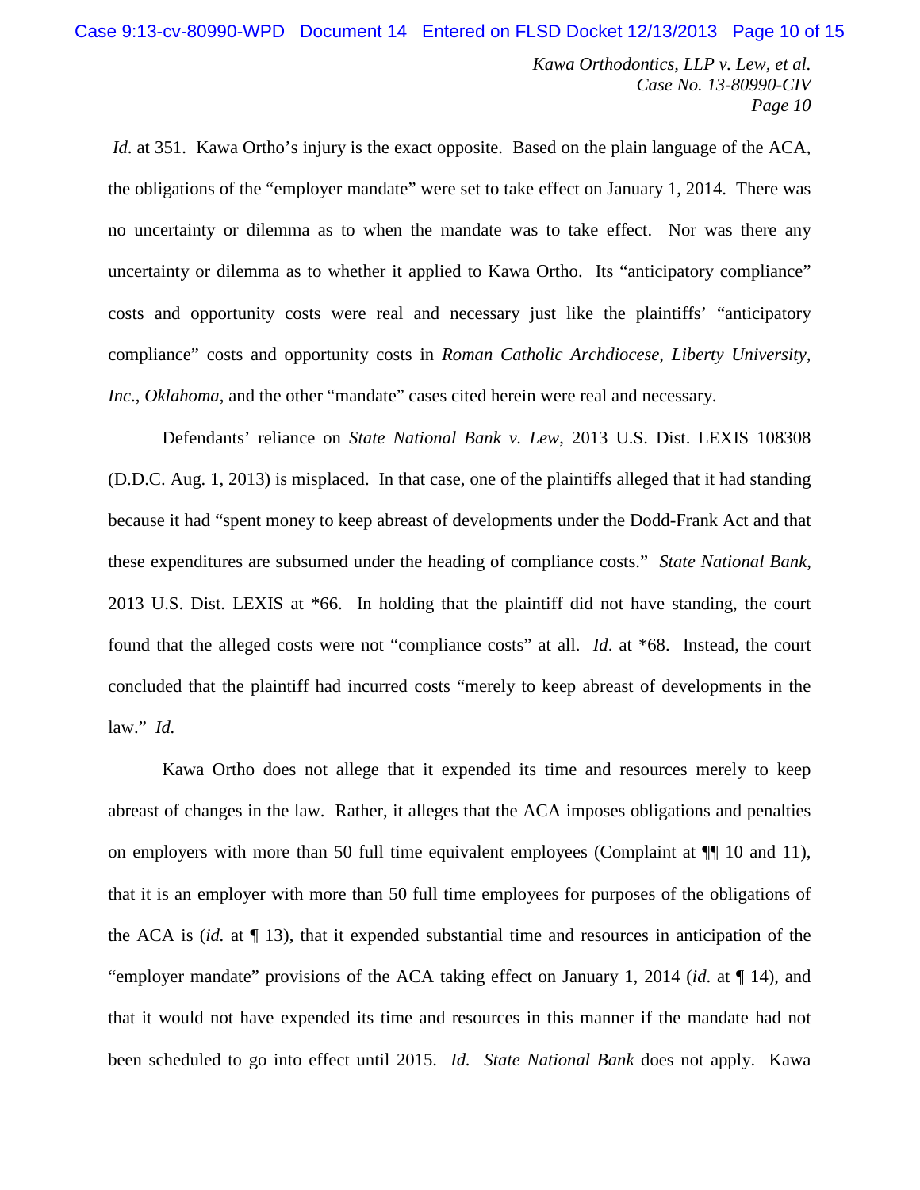*Id*. at 351. Kawa Ortho's injury is the exact opposite. Based on the plain language of the ACA, the obligations of the "employer mandate" were set to take effect on January 1, 2014. There was no uncertainty or dilemma as to when the mandate was to take effect. Nor was there any uncertainty or dilemma as to whether it applied to Kawa Ortho. Its "anticipatory compliance" costs and opportunity costs were real and necessary just like the plaintiffs' "anticipatory compliance" costs and opportunity costs in *Roman Catholic Archdiocese*, *Liberty University, Inc*., *Oklahoma*, and the other "mandate" cases cited herein were real and necessary.

Defendants' reliance on *State National Bank v. Lew*, 2013 U.S. Dist. LEXIS 108308 (D.D.C. Aug. 1, 2013) is misplaced. In that case, one of the plaintiffs alleged that it had standing because it had "spent money to keep abreast of developments under the Dodd-Frank Act and that these expenditures are subsumed under the heading of compliance costs." *State National Bank*, 2013 U.S. Dist. LEXIS at *66. In holding that the plaintiff did not have standing, the court found that the alleged costs were not "compliance costs" at all. *Id*. at *68. Instead, the court concluded that the plaintiff had incurred costs "merely to keep abreast of developments in the law." *Id.*

Kawa Ortho does not allege that it expended its time and resources merely to keep abreast of changes in the law. Rather, it alleges that the ACA imposes obligations and penalties on employers with more than 50 full time equivalent employees (Complaint at ¶¶ 10 and 11), that it is an employer with more than 50 full time employees for purposes of the obligations of the ACA is (*id.* at ¶ 13), that it expended substantial time and resources in anticipation of the "employer mandate" provisions of the ACA taking effect on January 1, 2014 (*id*. at ¶ 14), and that it would not have expended its time and resources in this manner if the mandate had not been scheduled to go into effect until 2015. *Id. State National Bank* does not apply. Kawa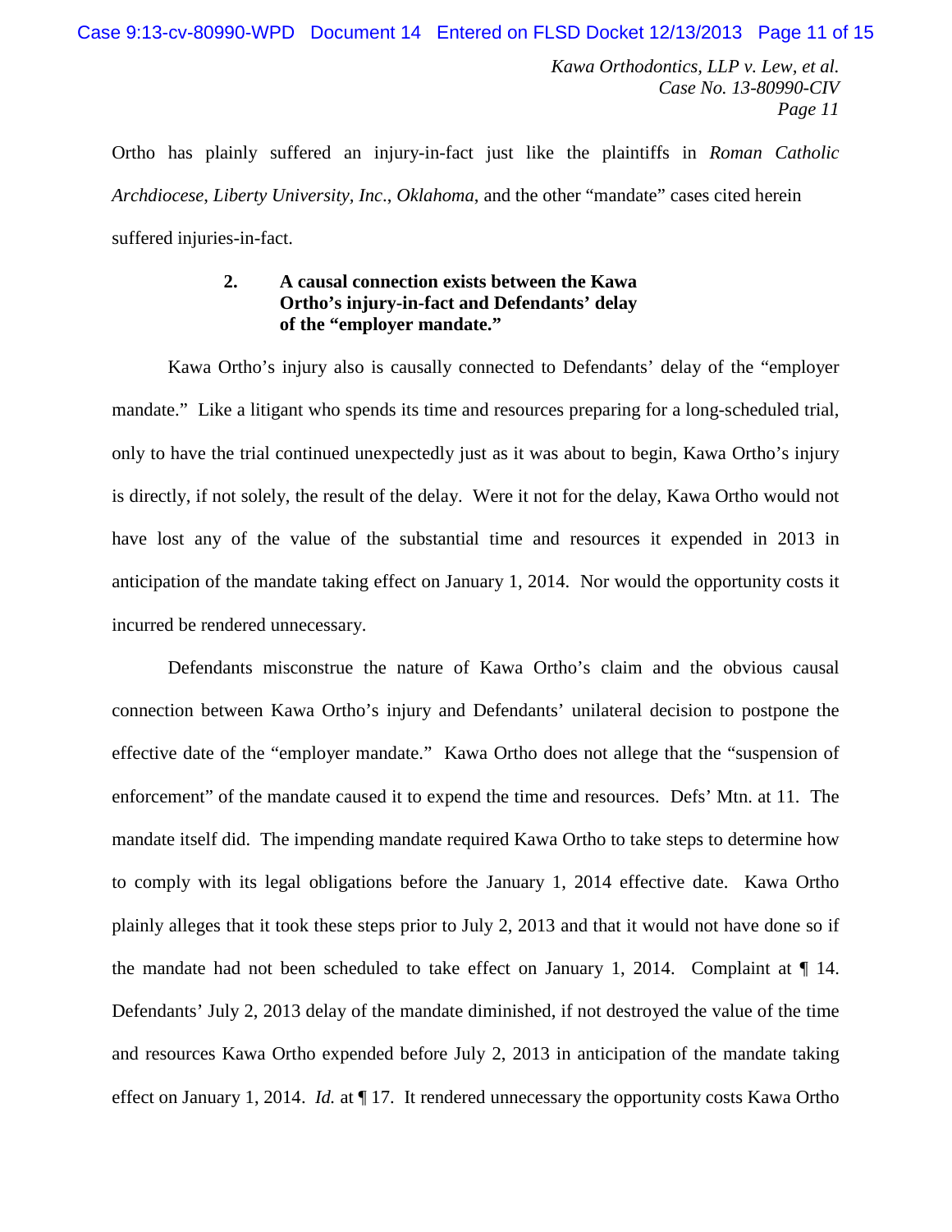Ortho has plainly suffered an injury-in-fact just like the plaintiffs in *Roman Catholic Archdiocese*, *Liberty University, Inc.*, *Oklahoma*, and the other "mandate" cases cited herein suffered injuries-in-fact.

**2. A causal connection exists between the Kawa Ortho's injury-in-fact and Defendants' delay of the "employer mandate."**

Kawa Ortho's injury also is causally connected to Defendants' delay of the "employer mandate." Like a litigant who spends its time and resources preparing for a long-scheduled trial, only to have the trial continued unexpectedly just as it was about to begin, Kawa Ortho's injury is directly, if not solely, the result of the delay. Were it not for the delay, Kawa Ortho would not have lost any of the value of the substantial time and resources it expended in 2013 in anticipation of the mandate taking effect on January 1, 2014. Nor would the opportunity costs it incurred be rendered unnecessary.

Defendants misconstrue the nature of Kawa Ortho's claim and the obvious causal connection between Kawa Ortho's injury and Defendants' unilateral decision to postpone the effective date of the "employer mandate." Kawa Ortho does not allege that the "suspension of enforcement" of the mandate caused it to expend the time and resources. Defs' Mtn. at 11. The mandate itself did. The impending mandate required Kawa Ortho to take steps to determine how to comply with its legal obligations before the January 1, 2014 effective date. Kawa Ortho plainly alleges that it took these steps prior to July 2, 2013 and that it would not have done so if the mandate had not been scheduled to take effect on January 1, 2014. Complaint at ¶ 14. Defendants' July 2, 2013 delay of the mandate diminished, if not destroyed the value of the time and resources Kawa Ortho expended before July 2, 2013 in anticipation of the mandate taking effect on January 1, 2014. *Id.* at ¶ 17. It rendered unnecessary the opportunity costs Kawa Ortho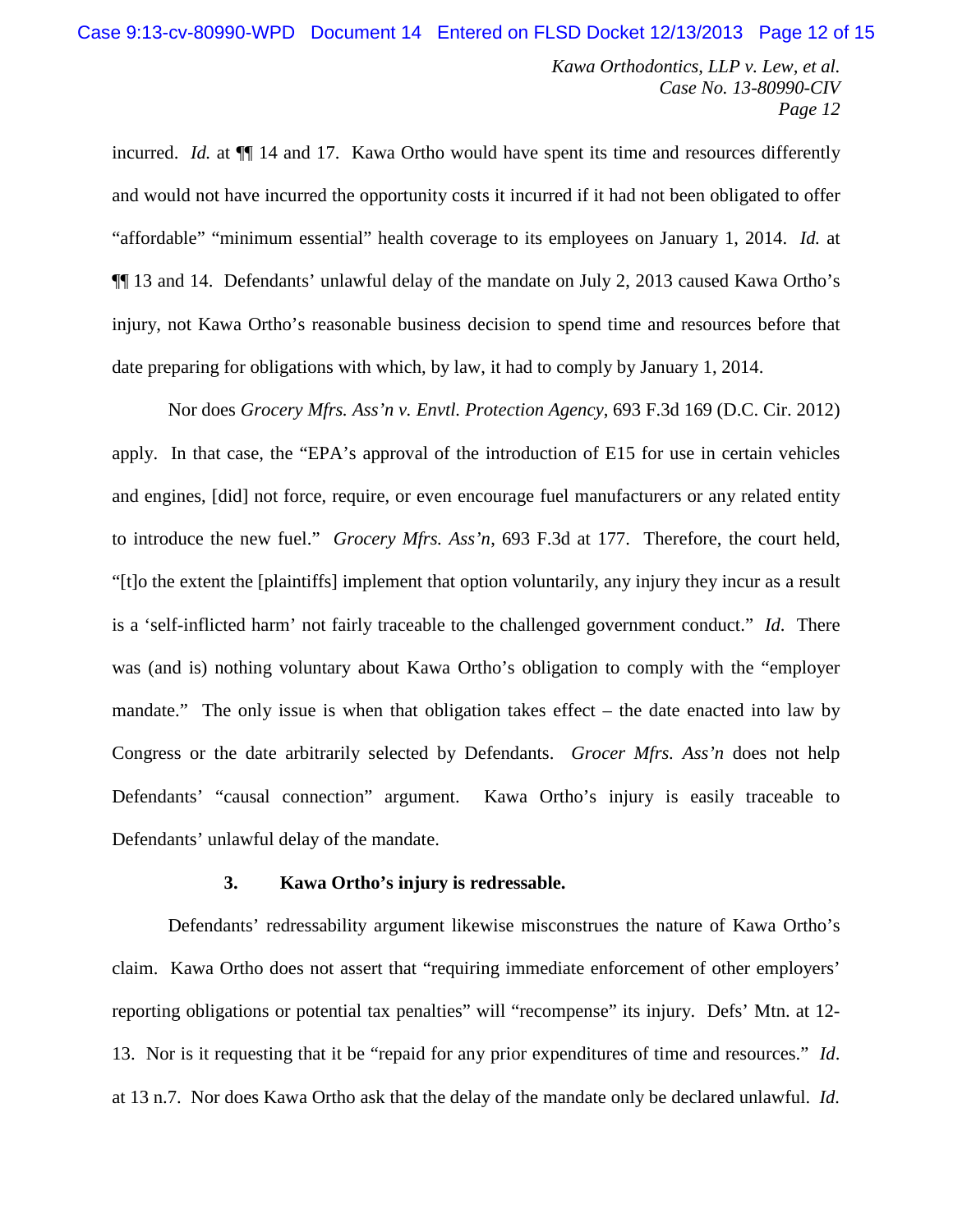incurred. *Id.* at ¶¶ 14 and 17. Kawa Ortho would have spent its time and resources differently and would not have incurred the opportunity costs it incurred if it had not been obligated to offer "affordable" "minimum essential" health coverage to its employees on January 1, 2014. *Id.* at ¶¶ 13 and 14. Defendants' unlawful delay of the mandate on July 2, 2013 caused Kawa Ortho's injury, not Kawa Ortho's reasonable business decision to spend time and resources before that date preparing for obligations with which, by law, it had to comply by January 1, 2014.

Nor does *Grocery Mfrs. Ass'n v. Envtl. Protection Agency*, 693 F.3d 169 (D.C. Cir. 2012) apply. In that case, the "EPA's approval of the introduction of E15 for use in certain vehicles and engines, [did] not force, require, or even encourage fuel manufacturers or any related entity to introduce the new fuel." *Grocery Mfrs. Ass'n*, 693 F.3d at 177. Therefore, the court held, "[t]o the extent the [plaintiffs] implement that option voluntarily, any injury they incur as a result is a 'self-inflicted harm' not fairly traceable to the challenged government conduct." *Id.* There was (and is) nothing voluntary about Kawa Ortho's obligation to comply with the "employer mandate." The only issue is when that obligation takes effect – the date enacted into law by Congress or the date arbitrarily selected by Defendants. *Grocer Mfrs. Ass'n* does not help Defendants' "causal connection" argument. Kawa Ortho's injury is easily traceable to Defendants' unlawful delay of the mandate.

### 3. Kawa Ortho's injury is redressable.

Defendants' redressability argument likewise misconstrues the nature of Kawa Ortho's claim. Kawa Ortho does not assert that "requiring immediate enforcement of other employers' reporting obligations or potential tax penalties" will "recompense" its injury. Defs' Mtn. at 12-13. Nor is it requesting that it be "repaid for any prior expenditures of time and resources." *Id*. at 13 n.7. Nor does Kawa Ortho ask that the delay of the mandate only be declared unlawful. *Id*.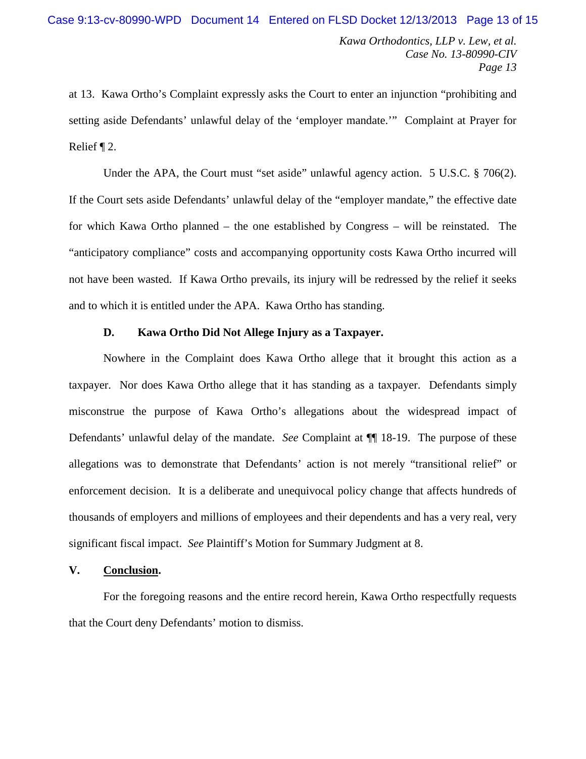at 13. Kawa Ortho's Complaint expressly asks the Court to enter an injunction "prohibiting and setting aside Defendants' unlawful delay of the 'employer mandate.'" Complaint at Prayer for Relief ¶ 2.

Under the APA, the Court must "set aside" unlawful agency action. 5 U.S.C. § 706(2). If the Court sets aside Defendants' unlawful delay of the "employer mandate," the effective date for which Kawa Ortho planned – the one established by Congress – will be reinstated. The "anticipatory compliance" costs and accompanying opportunity costs Kawa Ortho incurred will not have been wasted. If Kawa Ortho prevails, its injury will be redressed by the relief it seeks and to which it is entitled under the APA. Kawa Ortho has standing.

### D. Kawa Ortho Did Not Allege Injury as a Taxpayer.

Nowhere in the Complaint does Kawa Ortho allege that it brought this action as a taxpayer. Nor does Kawa Ortho allege that it has standing as a taxpayer. Defendants simply misconstrue the purpose of Kawa Ortho's allegations about the widespread impact of Defendants' unlawful delay of the mandate. *See* Complaint at ¶¶ 18-19. The purpose of these allegations was to demonstrate that Defendants' action is not merely "transitional relief" or enforcement decision. It is a deliberate and unequivocal policy change that affects hundreds of thousands of employers and millions of employees and their dependents and has a very real, very significant fiscal impact. *See* Plaintiff's Motion for Summary Judgment at 8.

## V. Conclusion.

For the foregoing reasons and the entire record herein, Kawa Ortho respectfully requests that the Court deny Defendants' motion to dismiss.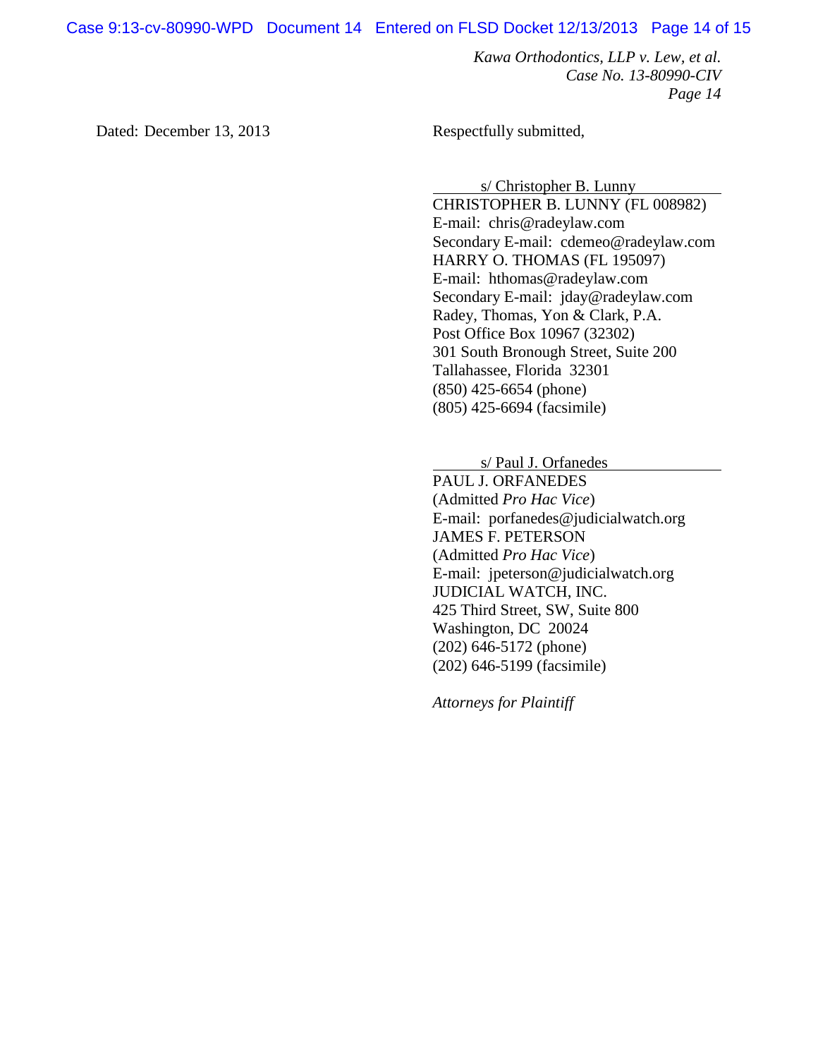Dated: December 13, 2013

Respectfully submitted,

s/ Christopher B. Lunny
CHRISTOPHER B. LUNNY (FL 008982)
E-mail: chris@radeylaw.com
Secondary E-mail: cdemeo@radeylaw.com
HARRY O. THOMAS (FL 195097)
E-mail: hthomas@radeylaw.com
Secondary E-mail: jday@radeylaw.com
Radey, Thomas, Yon & Clark, P.A.
Post Office Box 10967 (32302)
301 South Bronough Street, Suite 200
Tallahassee, Florida 32301
(850) 425-6654 (phone)
(805) 425-6694 (facsimile)

s/ Paul J. Orfanedes
PAUL J. ORFANEDES
(Admitted *Pro Hac Vice*)
E-mail: porfanedes@judicialwatch.org
JAMES F. PETERSON
(Admitted *Pro Hac Vice*)
E-mail: jpeterson@judicialwatch.org
JUDICIAL WATCH, INC.
425 Third Street, SW, Suite 800
Washington, DC 20024
(202) 646-5172 (phone)
(202) 646-5199 (facsimile)

*Attorneys for Plaintiff*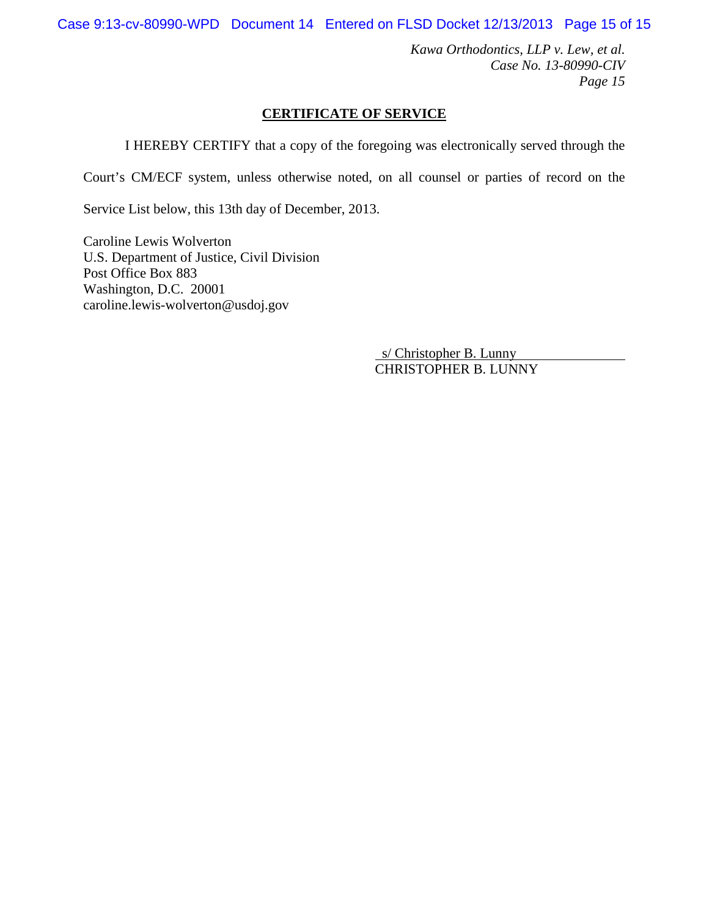## CERTIFICATE OF SERVICE

I HEREBY CERTIFY that a copy of the foregoing was electronically served through the Court's CM/ECF system, unless otherwise noted, on all counsel or parties of record on the Service List below, this 13th day of December, 2013.

Caroline Lewis Wolverton
U.S. Department of Justice, Civil Division
Post Office Box 883
Washington, D.C. 20001
caroline.lewis-wolverton@usdoj.gov

s/ Christopher B. Lunny
CHRISTOPHER B. LUNNY